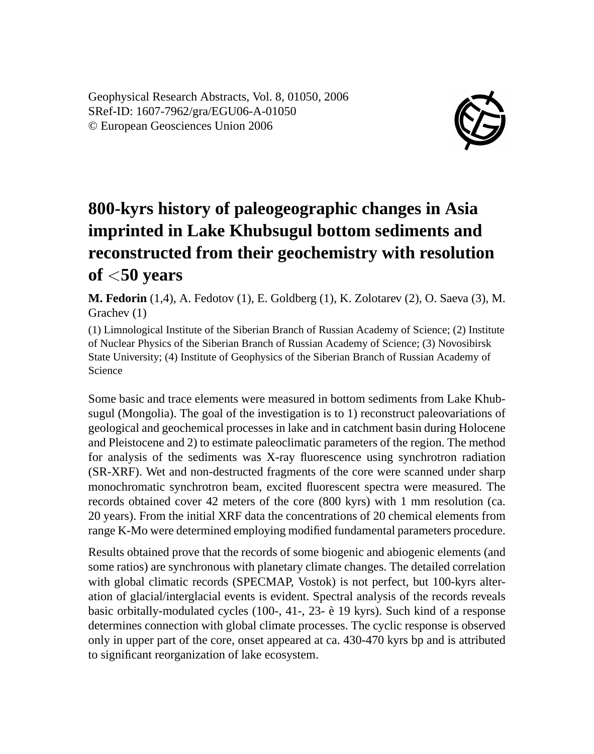# 800-kyrs history of paleogeographic changes in Asia imprinted in Lake Khubsugul bottom sediments and reconstructed from their geochemistry with resolution of <50 years

**M. Fedorin** (1,4), A. Fedotov (1), E. Goldberg (1), K. Zolotarev (2), O. Saeva (3), M. Grachev (1)

(1) Limnological Institute of the Siberian Branch of Russian Academy of Science; (2) Institute of Nuclear Physics of the Siberian Branch of Russian Academy of Science; (3) Novosibirsk State University; (4) Institute of Geophysics of the Siberian Branch of Russian Academy of Science

Some basic and trace elements were measured in bottom sediments from Lake Khubsugul (Mongolia). The goal of the investigation is to 1) reconstruct paleovariations of geological and geochemical processes in lake and in catchment basin during Holocene and Pleistocene and 2) to estimate paleoclimatic parameters of the region. The method for analysis of the sediments was X-ray fluorescence using synchrotron radiation (SR-XRF). Wet and non-destructed fragments of the core were scanned under sharp monochromatic synchrotron beam, excited fluorescent spectra were measured. The records obtained cover 42 meters of the core (800 kyrs) with 1 mm resolution (ca. 20 years). From the initial XRF data the concentrations of 20 chemical elements from range K-Mo were determined employing modified fundamental parameters procedure.

Results obtained prove that the records of some biogenic and abiogenic elements (and some ratios) are synchronous with planetary climate changes. The detailed correlation with global climatic records (SPECMAP, Vostok) is not perfect, but 100-kyrs alteration of glacial/interglacial events is evident. Spectral analysis of the records reveals basic orbitally-modulated cycles (100-, 41-, 23- è 19 kyrs). Such kind of a response determines connection with global climate processes. The cyclic response is observed only in upper part of the core, onset appeared at ca. 430-470 kyrs bp and is attributed to significant reorganization of lake ecosystem.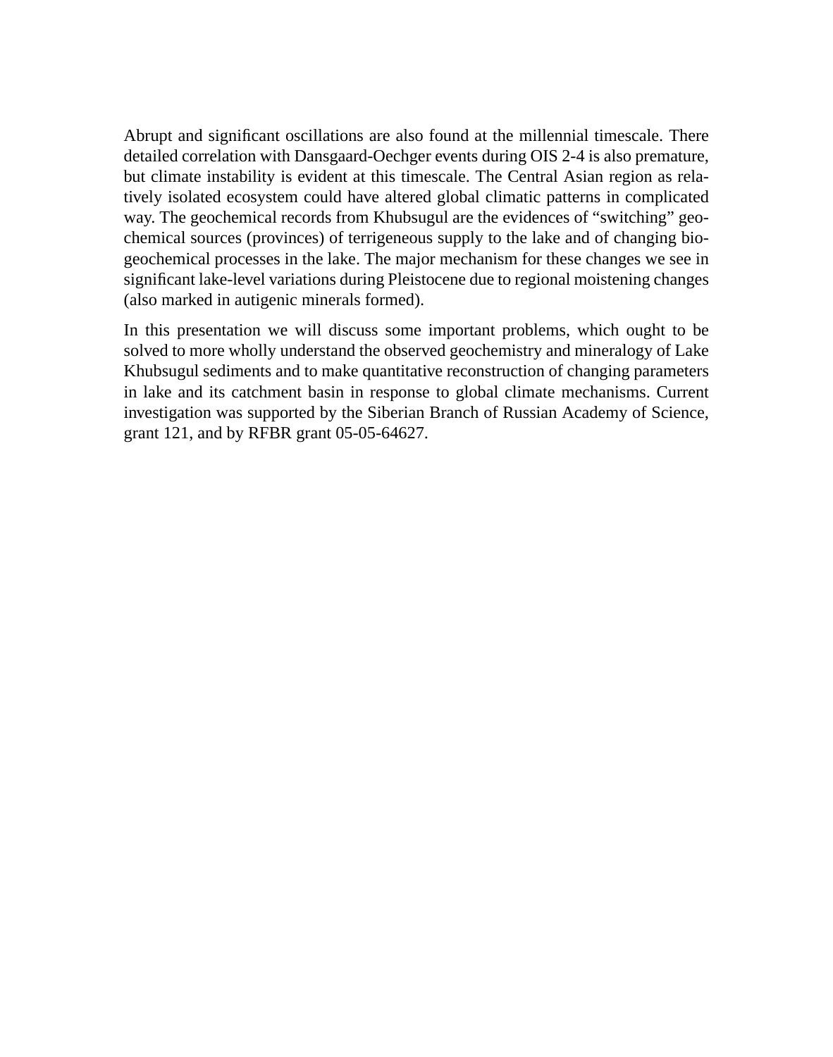Abrupt and significant oscillations are also found at the millennial timescale. There detailed correlation with Dansgaard-Oechger events during OIS 2-4 is also premature, but climate instability is evident at this timescale. The Central Asian region as relatively isolated ecosystem could have altered global climatic patterns in complicated way. The geochemical records from Khubsugul are the evidences of "switching" geochemical sources (provinces) of terrigeneous supply to the lake and of changing biogeochemical processes in the lake. The major mechanism for these changes we see in significant lake-level variations during Pleistocene due to regional moistening changes (also marked in autigenic minerals formed).

In this presentation we will discuss some important problems, which ought to be solved to more wholly understand the observed geochemistry and mineralogy of Lake Khubsugul sediments and to make quantitative reconstruction of changing parameters in lake and its catchment basin in response to global climate mechanisms. Current investigation was supported by the Siberian Branch of Russian Academy of Science, grant 121, and by RFBR grant 05-05-64627.